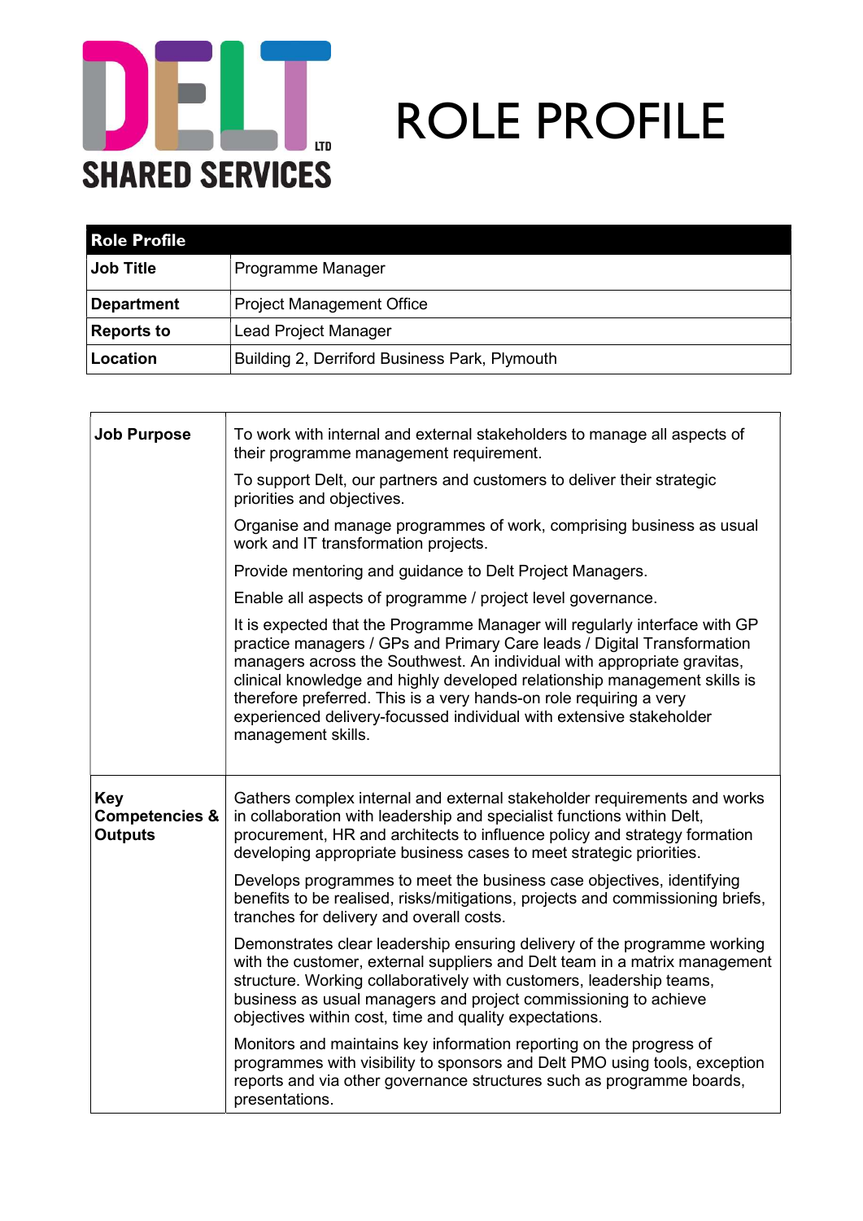DELT LTD
SHARED SERVICES

# ROLE PROFILE

| Role Profile | |
|---|---|
| **Job Title** | Programme Manager |
| **Department** | Project Management Office |
| **Reports to** | Lead Project Manager |
| **Location** | Building 2, Derriford Business Park, Plymouth |

| | |
|---|---|
| **Job Purpose** | To work with internal and external stakeholders to manage all aspects of their programme management requirement.<br><br>To support Delt, our partners and customers to deliver their strategic priorities and objectives.<br><br>Organise and manage programmes of work, comprising business as usual work and IT transformation projects.<br><br>Provide mentoring and guidance to Delt Project Managers.<br><br>Enable all aspects of programme / project level governance.<br><br>It is expected that the Programme Manager will regularly interface with GP practice managers / GPs and Primary Care leads / Digital Transformation managers across the Southwest. An individual with appropriate gravitas, clinical knowledge and highly developed relationship management skills is therefore preferred. This is a very hands-on role requiring a very experienced delivery-focussed individual with extensive stakeholder management skills. |
| **Key Competencies & Outputs** | Gathers complex internal and external stakeholder requirements and works in collaboration with leadership and specialist functions within Delt, procurement, HR and architects to influence policy and strategy formation developing appropriate business cases to meet strategic priorities.<br><br>Develops programmes to meet the business case objectives, identifying benefits to be realised, risks/mitigations, projects and commissioning briefs, tranches for delivery and overall costs.<br><br>Demonstrates clear leadership ensuring delivery of the programme working with the customer, external suppliers and Delt team in a matrix management structure. Working collaboratively with customers, leadership teams, business as usual managers and project commissioning to achieve objectives within cost, time and quality expectations.<br><br>Monitors and maintains key information reporting on the progress of programmes with visibility to sponsors and Delt PMO using tools, exception reports and via other governance structures such as programme boards, presentations. |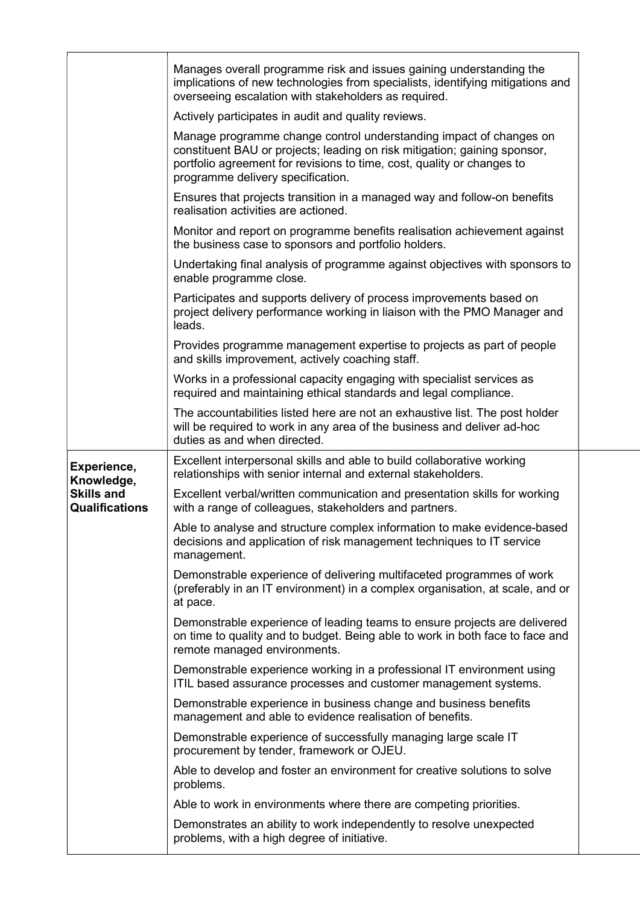| | | |
|---|---|---|
| | Manages overall programme risk and issues gaining understanding the implications of new technologies from specialists, identifying mitigations and overseeing escalation with stakeholders as required.<br><br>Actively participates in audit and quality reviews.<br><br>Manage programme change control understanding impact of changes on constituent BAU or projects; leading on risk mitigation; gaining sponsor, portfolio agreement for revisions to time, cost, quality or changes to programme delivery specification.<br><br>Ensures that projects transition in a managed way and follow-on benefits realisation activities are actioned.<br><br>Monitor and report on programme benefits realisation achievement against the business case to sponsors and portfolio holders.<br><br>Undertaking final analysis of programme against objectives with sponsors to enable programme close.<br><br>Participates and supports delivery of process improvements based on project delivery performance working in liaison with the PMO Manager and leads.<br><br>Provides programme management expertise to projects as part of people and skills improvement, actively coaching staff.<br><br>Works in a professional capacity engaging with specialist services as required and maintaining ethical standards and legal compliance.<br><br>The accountabilities listed here are not an exhaustive list. The post holder will be required to work in any area of the business and deliver ad-hoc duties as and when directed. | |
| **Experience, Knowledge, Skills and Qualifications** | Excellent interpersonal skills and able to build collaborative working relationships with senior internal and external stakeholders.<br><br>Excellent verbal/written communication and presentation skills for working with a range of colleagues, stakeholders and partners.<br><br>Able to analyse and structure complex information to make evidence-based decisions and application of risk management techniques to IT service management.<br><br>Demonstrable experience of delivering multifaceted programmes of work (preferably in an IT environment) in a complex organisation, at scale, and or at pace.<br><br>Demonstrable experience of leading teams to ensure projects are delivered on time to quality and to budget. Being able to work in both face to face and remote managed environments.<br><br>Demonstrable experience working in a professional IT environment using ITIL based assurance processes and customer management systems.<br><br>Demonstrable experience in business change and business benefits management and able to evidence realisation of benefits.<br><br>Demonstrable experience of successfully managing large scale IT procurement by tender, framework or OJEU.<br><br>Able to develop and foster an environment for creative solutions to solve problems.<br><br>Able to work in environments where there are competing priorities.<br><br>Demonstrates an ability to work independently to resolve unexpected problems, with a high degree of initiative. | |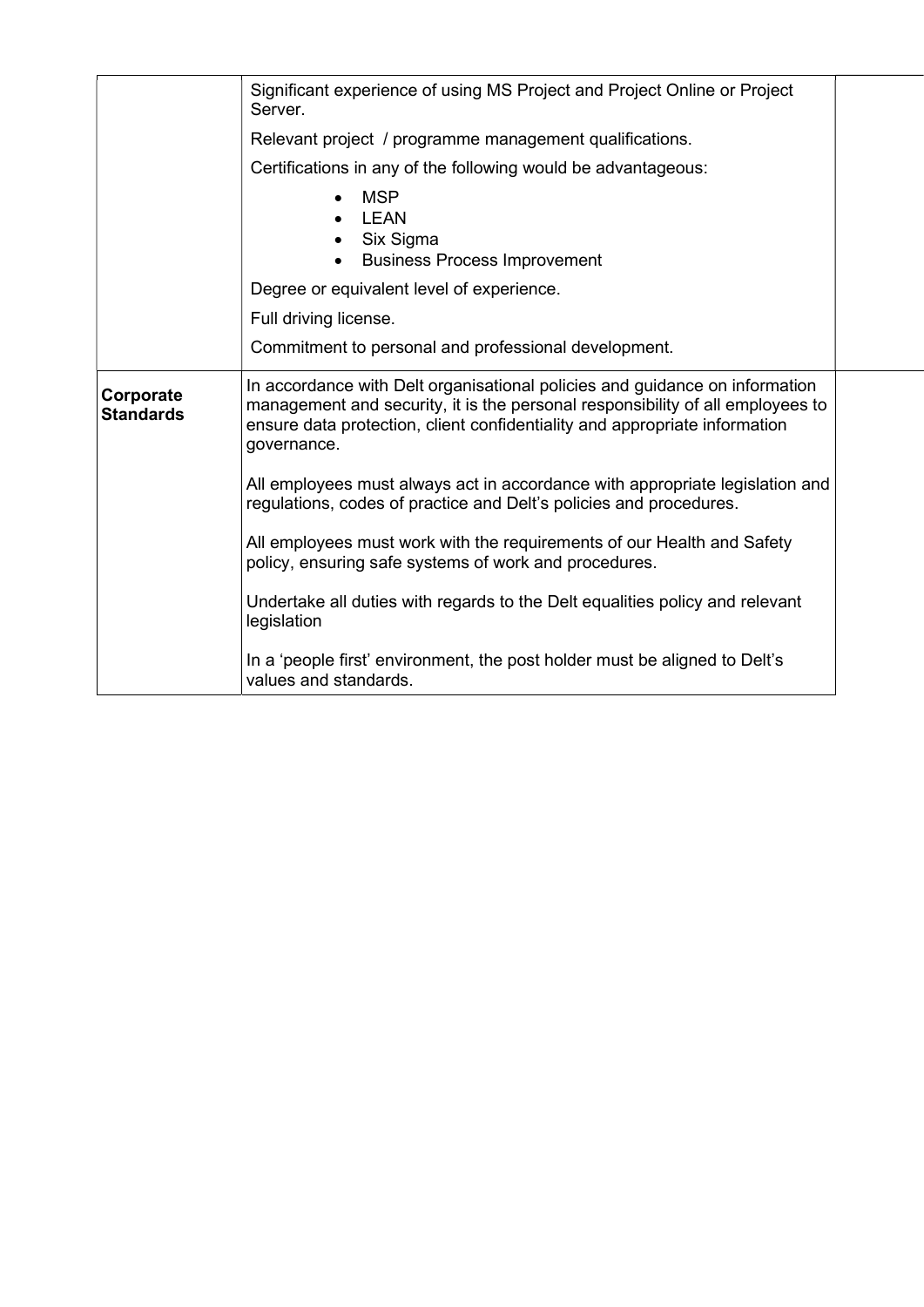| | | |
|---|---|---|
| | Significant experience of using MS Project and Project Online or Project Server.<br><br>Relevant project / programme management qualifications.<br><br>Certifications in any of the following would be advantageous:<br>• MSP<br>• LEAN<br>• Six Sigma<br>• Business Process Improvement<br><br>Degree or equivalent level of experience.<br><br>Full driving license.<br><br>Commitment to personal and professional development. | |
| **Corporate Standards** | In accordance with Delt organisational policies and guidance on information management and security, it is the personal responsibility of all employees to ensure data protection, client confidentiality and appropriate information governance.<br><br>All employees must always act in accordance with appropriate legislation and regulations, codes of practice and Delt's policies and procedures.<br><br>All employees must work with the requirements of our Health and Safety policy, ensuring safe systems of work and procedures.<br><br>Undertake all duties with regards to the Delt equalities policy and relevant legislation<br><br>In a 'people first' environment, the post holder must be aligned to Delt's values and standards. | |